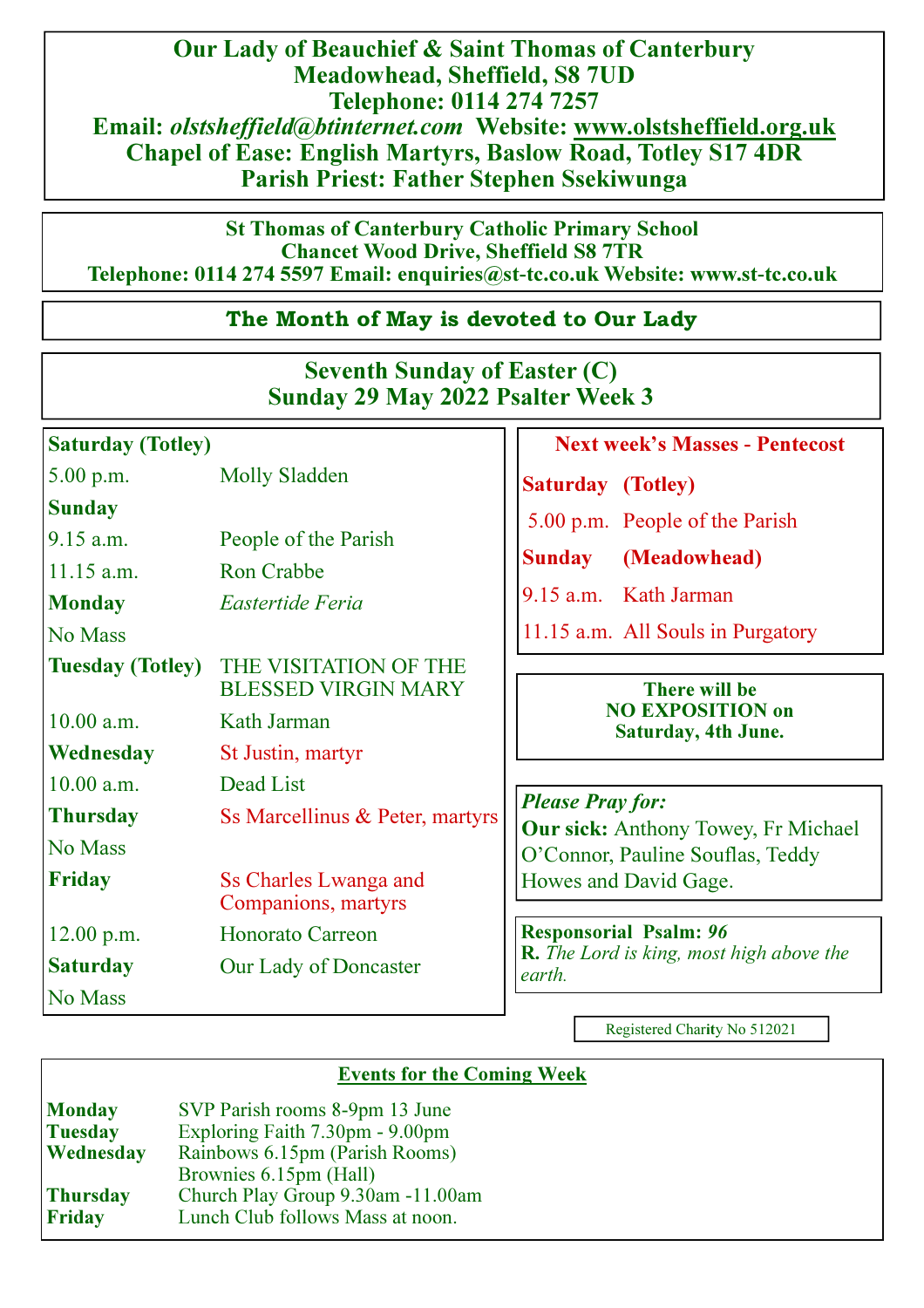# Our Lady of Beauchief & Saint Thomas of Canterbury

**Meadowhead, Sheffield, S8 7UD**
**Telephone: 0114 274 7257**
**Email: *olstsheffield@btinternet.com* Website: www.olstsheffield.org.uk**
**Chapel of Ease: English Martyrs, Baslow Road, Totley S17 4DR**
**Parish Priest: Father Stephen Ssekiwunga**

**St Thomas of Canterbury Catholic Primary School**
**Chancet Wood Drive, Sheffield S8 7TR**
**Telephone: 0114 274 5597 Email: enquiries@st-tc.co.uk Website: www.st-tc.co.uk**

## The Month of May is devoted to Our Lady

## Seventh Sunday of Easter (C)
## Sunday 29 May 2022 Psalter Week 3

**Saturday (Totley)**

| | |
|---|---|
| 5.00 p.m. | Molly Sladden |
| **Sunday** | |
| 9.15 a.m. | People of the Parish |
| 11.15 a.m. | Ron Crabbe |
| **Monday** | *Eastertide Feria* |
| No Mass | |
| **Tuesday (Totley)** | THE VISITATION OF THE BLESSED VIRGIN MARY |
| 10.00 a.m. | Kath Jarman |
| **Wednesday** | St Justin, martyr |
| 10.00 a.m. | Dead List |
| **Thursday** | Ss Marcellinus & Peter, martyrs |
| No Mass | |
| **Friday** | Ss Charles Lwanga and Companions, martyrs |
| 12.00 p.m. | Honorato Carreon |
| **Saturday** | Our Lady of Doncaster |
| No Mass | |

**Next week's Masses - Pentecost**

| | |
|---|---|
| **Saturday** | **(Totley)** |
| 5.00 p.m. | People of the Parish |
| **Sunday** | **(Meadowhead)** |
| 9.15 a.m. | Kath Jarman |
| 11.15 a.m. | All Souls in Purgatory |

**There will be NO EXPOSITION on Saturday, 4th June.**

***Please Pray for:***
**Our sick:** Anthony Towey, Fr Michael O'Connor, Pauline Souflas, Teddy Howes and David Gage.

**Responsorial Psalm:** *96*
**R.** *The Lord is king, most high above the earth.*

Registered Charity No 512021

## Events for the Coming Week

| | |
|---|---|
| **Monday** | SVP Parish rooms 8-9pm 13 June |
| **Tuesday** | Exploring Faith 7.30pm - 9.00pm |
| **Wednesday** | Rainbows 6.15pm (Parish Rooms) |
| | Brownies 6.15pm (Hall) |
| **Thursday** | Church Play Group 9.30am -11.00am |
| **Friday** | Lunch Club follows Mass at noon. |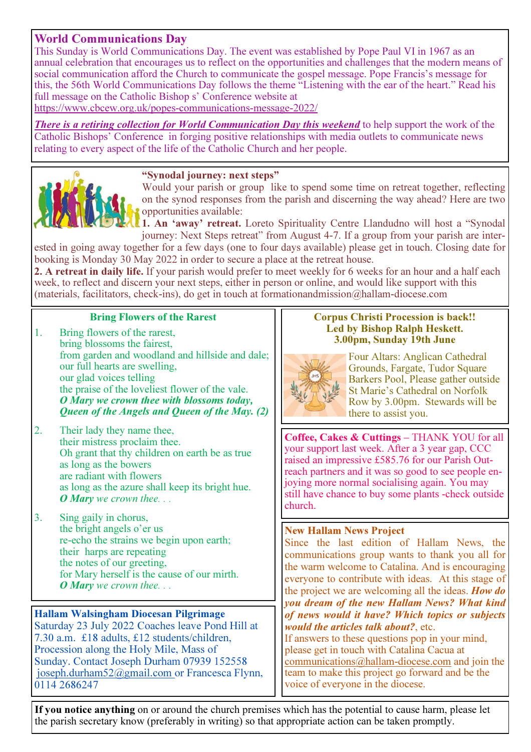## World Communications Day

This Sunday is World Communications Day. The event was established by Pope Paul VI in 1967 as an annual celebration that encourages us to reflect on the opportunities and challenges that the modern means of social communication afford the Church to communicate the gospel message. Pope Francis's message for this, the 56th World Communications Day follows the theme "Listening with the ear of the heart." Read his full message on the Catholic Bishop s' Conference website at https://www.cbcew.org.uk/popes-communications-message-2022/

***There is a retiring collection for World Communication Day this weekend*** to help support the work of the Catholic Bishops' Conference in forging positive relationships with media outlets to communicate news relating to every aspect of the life of the Catholic Church and her people.

### "Synodal journey: next steps"

Would your parish or group like to spend some time on retreat together, reflecting on the synod responses from the parish and discerning the way ahead? Here are two opportunities available:

**1. An 'away' retreat.** Loreto Spirituality Centre Llandudno will host a "Synodal journey: Next Steps retreat" from August 4-7. If a group from your parish are interested in going away together for a few days (one to four days available) please get in touch. Closing date for booking is Monday 30 May 2022 in order to secure a place at the retreat house.

**2. A retreat in daily life.** If your parish would prefer to meet weekly for 6 weeks for an hour and a half each week, to reflect and discern your next steps, either in person or online, and would like support with this (materials, facilitators, check-ins), do get in touch at formationandmission@hallam-diocese.com

### Bring Flowers of the Rarest

1. Bring flowers of the rarest,
   bring blossoms the fairest,
   from garden and woodland and hillside and dale;
   our full hearts are swelling,
   our glad voices telling
   the praise of the loveliest flower of the vale.
   ***O Mary we crown thee with blossoms today,***
   ***Queen of the Angels and Queen of the May. (2)***

2. Their lady they name thee,
   their mistress proclaim thee.
   Oh grant that thy children on earth be as true
   as long as the bowers
   are radiant with flowers
   as long as the azure shall keep its bright hue.
   ***O Mary*** *we crown thee. . .*

3. Sing gaily in chorus,
   the bright angels o'er us
   re-echo the strains we begin upon earth;
   their harps are repeating
   the notes of our greeting,
   for Mary herself is the cause of our mirth.
   ***O Mary*** *we crown thee. . .*

### Hallam Walsingham Diocesan Pilgrimage

Saturday 23 July 2022 Coaches leave Pond Hill at 7.30 a.m. £18 adults, £12 students/children, Procession along the Holy Mile, Mass of Sunday. Contact Joseph Durham 07939 152558 joseph.durham52@gmail.com or Francesca Flynn, 0114 2686247

### Corpus Christi Procession is back!! Led by Bishop Ralph Heskett. 3.00pm, Sunday 19th June

Four Altars: Anglican Cathedral Grounds, Fargate, Tudor Square Barkers Pool, Please gather outside St Marie's Cathedral on Norfolk Row by 3.00pm. Stewards will be there to assist you.

**Coffee, Cakes & Cuttings** – THANK YOU for all your support last week. After a 3 year gap, CCC raised an impressive £585.76 for our Parish Outreach partners and it was so good to see people enjoying more normal socialising again. You may still have chance to buy some plants -check outside church.

### New Hallam News Project

Since the last edition of Hallam News, the communications group wants to thank you all for the warm welcome to Catalina. And is encouraging everyone to contribute with ideas. At this stage of the project we are welcoming all the ideas. ***How do you dream of the new Hallam News? What kind of news would it have? Which topics or subjects would the articles talk about?***, etc.

If answers to these questions pop in your mind, please get in touch with Catalina Cacua at communications@hallam-diocese.com and join the team to make this project go forward and be the voice of everyone in the diocese.

**If you notice anything** on or around the church premises which has the potential to cause harm, please let the parish secretary know (preferably in writing) so that appropriate action can be taken promptly.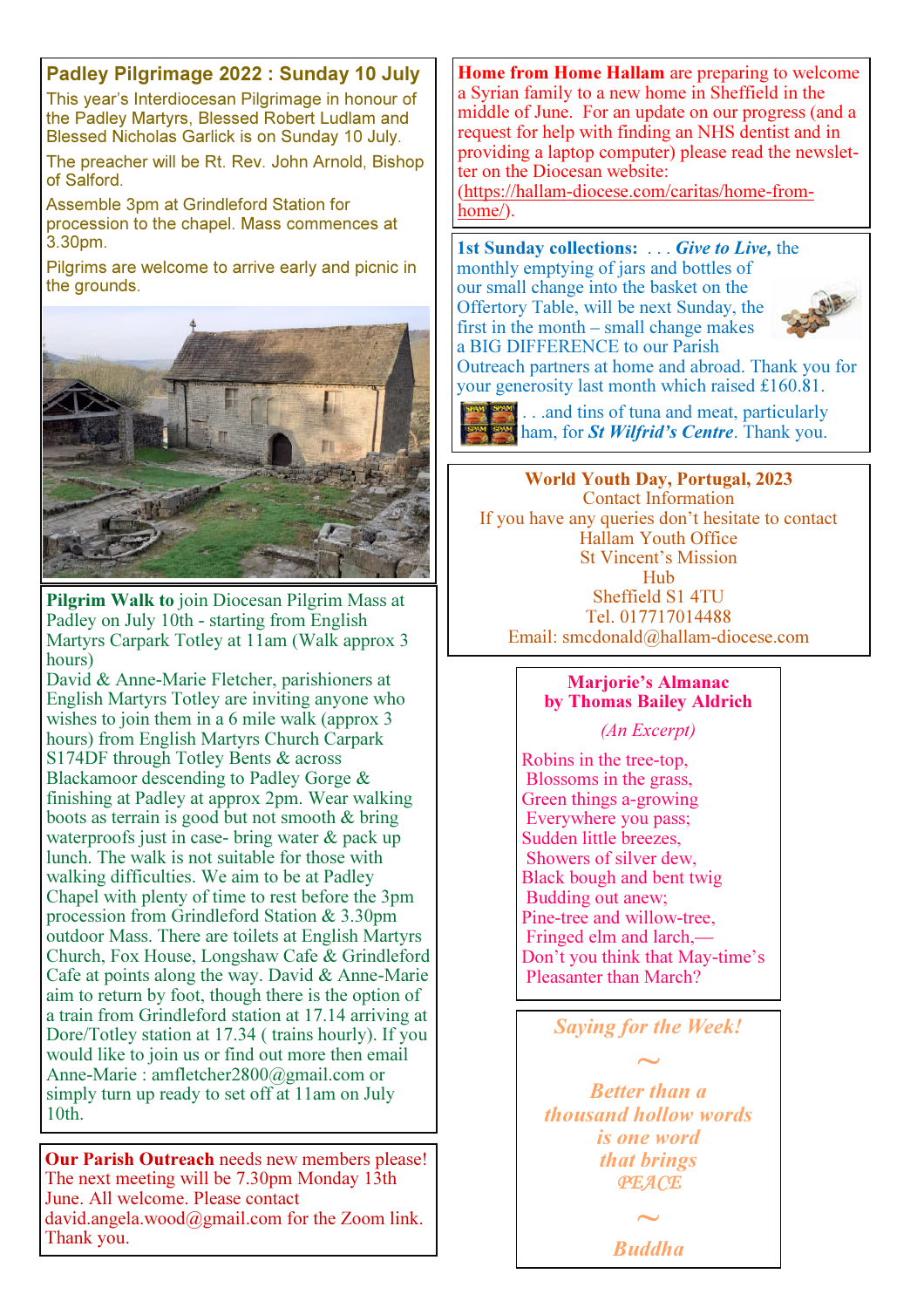## Padley Pilgrimage 2022 : Sunday 10 July

This year's Interdiocesan Pilgrimage in honour of the Padley Martyrs, Blessed Robert Ludlam and Blessed Nicholas Garlick is on Sunday 10 July.

The preacher will be Rt. Rev. John Arnold, Bishop of Salford.

Assemble 3pm at Grindleford Station for procession to the chapel. Mass commences at 3.30pm.

Pilgrims are welcome to arrive early and picnic in the grounds.

**Pilgrim Walk to** join Diocesan Pilgrim Mass at Padley on July 10th - starting from English Martyrs Carpark Totley at 11am (Walk approx 3 hours)

David & Anne-Marie Fletcher, parishioners at English Martyrs Totley are inviting anyone who wishes to join them in a 6 mile walk (approx 3 hours) from English Martyrs Church Carpark S174DF through Totley Bents & across Blackamoor descending to Padley Gorge & finishing at Padley at approx 2pm. Wear walking boots as terrain is good but not smooth & bring waterproofs just in case- bring water & pack up lunch. The walk is not suitable for those with walking difficulties. We aim to be at Padley Chapel with plenty of time to rest before the 3pm procession from Grindleford Station & 3.30pm outdoor Mass. There are toilets at English Martyrs Church, Fox House, Longshaw Cafe & Grindleford Cafe at points along the way. David & Anne-Marie aim to return by foot, though there is the option of a train from Grindleford station at 17.14 arriving at Dore/Totley station at 17.34 ( trains hourly). If you would like to join us or find out more then email Anne-Marie : amfletcher2800@gmail.com or simply turn up ready to set off at 11am on July 10th.

**Our Parish Outreach** needs new members please! The next meeting will be 7.30pm Monday 13th June. All welcome. Please contact david.angela.wood@gmail.com for the Zoom link. Thank you.

**Home from Home Hallam** are preparing to welcome a Syrian family to a new home in Sheffield in the middle of June. For an update on our progress (and a request for help with finding an NHS dentist and in providing a laptop computer) please read the newsletter on the Diocesan website: (https://hallam-diocese.com/caritas/home-from-home/).

**1st Sunday collections:** . . . ***Give to Live,*** the monthly emptying of jars and bottles of our small change into the basket on the Offertory Table, will be next Sunday, the first in the month – small change makes a BIG DIFFERENCE to our Parish Outreach partners at home and abroad. Thank you for your generosity last month which raised £160.81.

. . .and tins of tuna and meat, particularly ham, for ***St Wilfrid's Centre***. Thank you.

**World Youth Day, Portugal, 2023**
Contact Information
If you have any queries don't hesitate to contact
Hallam Youth Office
St Vincent's Mission
Hub
Sheffield S1 4TU
Tel. 017717014488
Email: smcdonald@hallam-diocese.com

**Marjorie's Almanac**
**by Thomas Bailey Aldrich**

*(An Excerpt)*

Robins in the tree-top,
Blossoms in the grass,
Green things a-growing
Everywhere you pass;
Sudden little breezes,
Showers of silver dew,
Black bough and bent twig
Budding out anew;
Pine-tree and willow-tree,
Fringed elm and larch,—
Don't you think that May-time's
Pleasanter than March?

*Saying for the Week!*

~

***Better than a thousand hollow words is one word that brings PEACE***

~

***Buddha***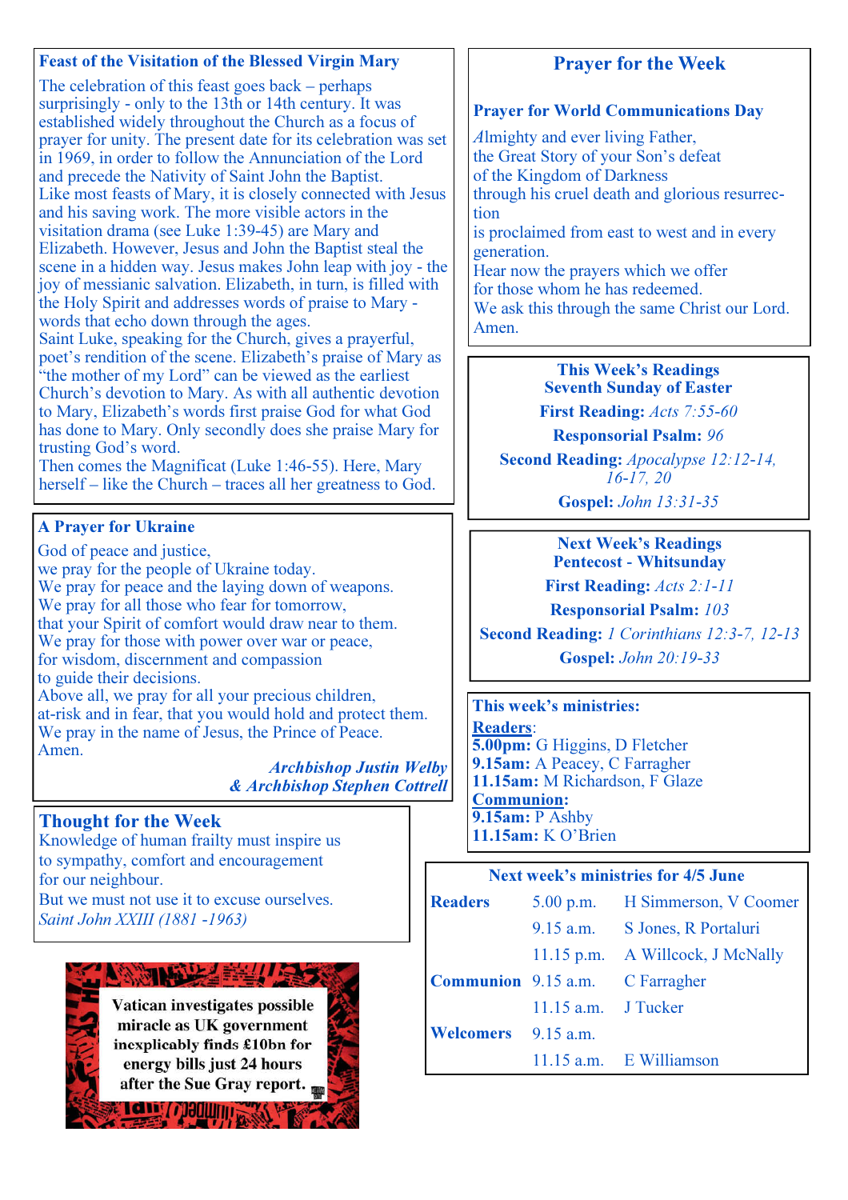## Feast of the Visitation of the Blessed Virgin Mary

The celebration of this feast goes back – perhaps surprisingly - only to the 13th or 14th century. It was established widely throughout the Church as a focus of prayer for unity. The present date for its celebration was set in 1969, in order to follow the Annunciation of the Lord and precede the Nativity of Saint John the Baptist.
Like most feasts of Mary, it is closely connected with Jesus and his saving work. The more visible actors in the visitation drama (see Luke 1:39-45) are Mary and Elizabeth. However, Jesus and John the Baptist steal the scene in a hidden way. Jesus makes John leap with joy - the joy of messianic salvation. Elizabeth, in turn, is filled with the Holy Spirit and addresses words of praise to Mary - words that echo down through the ages.
Saint Luke, speaking for the Church, gives a prayerful, poet's rendition of the scene. Elizabeth's praise of Mary as "the mother of my Lord" can be viewed as the earliest Church's devotion to Mary. As with all authentic devotion to Mary, Elizabeth's words first praise God for what God has done to Mary. Only secondly does she praise Mary for trusting God's word.
Then comes the Magnificat (Luke 1:46-55). Here, Mary herself – like the Church – traces all her greatness to God.

## A Prayer for Ukraine

God of peace and justice,
we pray for the people of Ukraine today.
We pray for peace and the laying down of weapons.
We pray for all those who fear for tomorrow,
that your Spirit of comfort would draw near to them.
We pray for those with power over war or peace,
for wisdom, discernment and compassion
to guide their decisions.
Above all, we pray for all your precious children,
at-risk and in fear, that you would hold and protect them.
We pray in the name of Jesus, the Prince of Peace.
Amen.

*Archbishop Justin Welby*
*& Archbishop Stephen Cottrell*

## Thought for the Week

Knowledge of human frailty must inspire us
to sympathy, comfort and encouragement
for our neighbour.
But we must not use it to excuse ourselves.
*Saint John XXIII (1881 -1963)*

Vatican investigates possible miracle as UK government inexplicably finds £10bn for energy bills just 24 hours after the Sue Gray report.

## Prayer for the Week

### Prayer for World Communications Day

Almighty and ever living Father,
the Great Story of your Son's defeat
of the Kingdom of Darkness
through his cruel death and glorious resurrection
is proclaimed from east to west and in every generation.
Hear now the prayers which we offer
for those whom he has redeemed.
We ask this through the same Christ our Lord.
Amen.

### This Week's Readings
### Seventh Sunday of Easter

**First Reading:** *Acts 7:55-60*

**Responsorial Psalm:** *96*

**Second Reading:** *Apocalypse 12:12-14, 16-17, 20*

**Gospel:** *John 13:31-35*

### Next Week's Readings
### Pentecost - Whitsunday

**First Reading:** *Acts 2:1-11*

**Responsorial Psalm:** *103*

**Second Reading:** *1 Corinthians 12:3-7, 12-13*

**Gospel:** *John 20:19-33*

### This week's ministries:

**Readers**:
**5.00pm:** G Higgins, D Fletcher
**9.15am:** A Peacey, C Farragher
**11.15am:** M Richardson, F Glaze
**Communion:**
**9.15am:** P Ashby
**11.15am:** K O'Brien

### Next week's ministries for 4/5 June

| | | |
|---|---|---|
| **Readers** | 5.00 p.m. | H Simmerson, V Coomer |
| | 9.15 a.m. | S Jones, R Portaluri |
| | 11.15 p.m. | A Willcock, J McNally |
| **Communion** | 9.15 a.m. | C Farragher |
| | 11.15 a.m. | J Tucker |
| **Welcomers** | 9.15 a.m. | |
| | 11.15 a.m. | E Williamson |